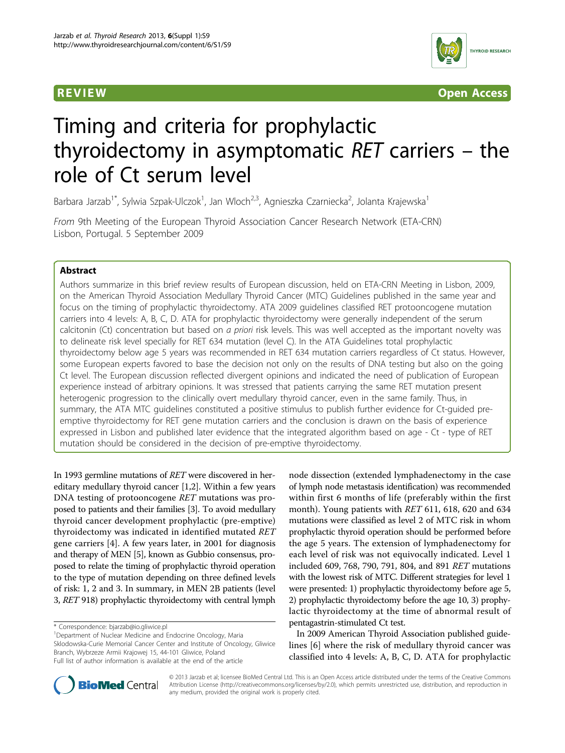REVIEW Open Access

# Timing and criteria for prophylactic thyroidectomy in asymptomatic *RET* carriers – the role of Ct serum level

Barbara Jarzab[1*], Sylwia Szpak-Ulczok[1], Jan Wloch[2,3], Agnieszka Czarniecka[2], Jolanta Krajewska[1]

From 9th Meeting of the European Thyroid Association Cancer Research Network (ETA-CRN)
Lisbon, Portugal. 5 September 2009

## Abstract

Authors summarize in this brief review results of European discussion, held on ETA-CRN Meeting in Lisbon, 2009, on the American Thyroid Association Medullary Thyroid Cancer (MTC) Guidelines published in the same year and focus on the timing of prophylactic thyroidectomy. ATA 2009 guidelines classified RET protooncogene mutation carriers into 4 levels: A, B, C, D. ATA for prophylactic thyroidectomy were generally independent of the serum calcitonin (Ct) concentration but based on *a priori* risk levels. This was well accepted as the important novelty was to delineate risk level specially for RET 634 mutation (level C). In the ATA Guidelines total prophylactic thyroidectomy below age 5 years was recommended in RET 634 mutation carriers regardless of Ct status. However, some European experts favored to base the decision not only on the results of DNA testing but also on the going Ct level. The European discussion reflected divergent opinions and indicated the need of publication of European experience instead of arbitrary opinions. It was stressed that patients carrying the same RET mutation present heterogenic progression to the clinically overt medullary thyroid cancer, even in the same family. Thus, in summary, the ATA MTC guidelines constituted a positive stimulus to publish further evidence for Ct-guided pre-emptive thyroidectomy for RET gene mutation carriers and the conclusion is drawn on the basis of experience expressed in Lisbon and published later evidence that the integrated algorithm based on age - Ct - type of RET mutation should be considered in the decision of pre-emptive thyroidectomy.

In 1993 germline mutations of *RET* were discovered in hereditary medullary thyroid cancer [1,2]. Within a few years DNA testing of protooncogene *RET* mutations was proposed to patients and their families [3]. To avoid medullary thyroid cancer development prophylactic (pre-emptive) thyroidectomy was indicated in identified mutated *RET* gene carriers [4]. A few years later, in 2001 for diagnosis and therapy of MEN [5], known as Gubbio consensus, proposed to relate the timing of prophylactic thyroid operation to the type of mutation depending on three defined levels of risk: 1, 2 and 3. In summary, in MEN 2B patients (level 3, *RET* 918) prophylactic thyroidectomy with central lymph node dissection (extended lymphadenectomy in the case of lymph node metastasis identification) was recommended within first 6 months of life (preferably within the first month). Young patients with *RET* 611, 618, 620 and 634 mutations were classified as level 2 of MTC risk in whom prophylactic thyroid operation should be performed before the age 5 years. The extension of lymphadenectomy for each level of risk was not equivocally indicated. Level 1 included 609, 768, 790, 791, 804, and 891 *RET* mutations with the lowest risk of MTC. Different strategies for level 1 were presented: 1) prophylactic thyroidectomy before age 5, 2) prophylactic thyroidectomy before the age 10, 3) prophylactic thyroidectomy at the time of abnormal result of pentagastrin-stimulated Ct test.

In 2009 American Thyroid Association published guidelines [6] where the risk of medullary thyroid cancer was classified into 4 levels: A, B, C, D. ATA for prophylactic

\* Correspondence: bjarzab@io.gliwice.pl
[1]Department of Nuclear Medicine and Endocrine Oncology, Maria Sklodowska-Curie Memorial Cancer Center and Institute of Oncology, Gliwice Branch, Wybrzeze Armii Krajowej 15, 44-101 Gliwice, Poland
Full list of author information is available at the end of the article

© 2013 Jarzab et al; licensee BioMed Central Ltd. This is an Open Access article distributed under the terms of the Creative Commons Attribution License (http://creativecommons.org/licenses/by/2.0), which permits unrestricted use, distribution, and reproduction in any medium, provided the original work is properly cited.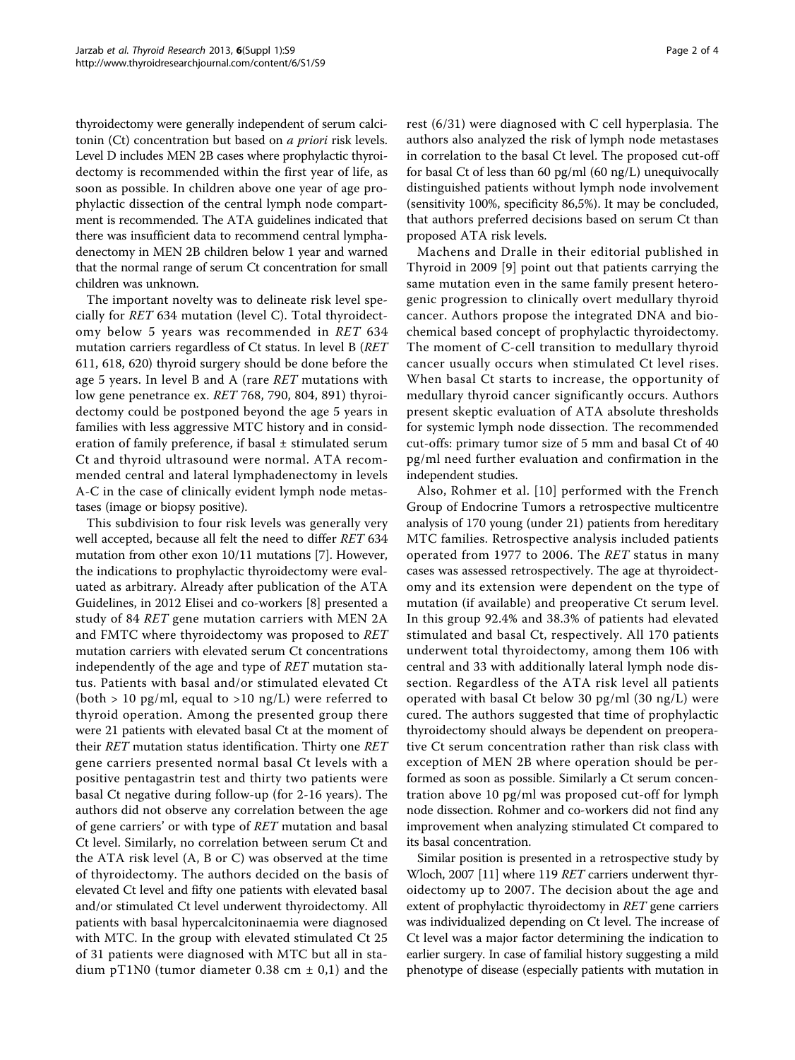thyroidectomy were generally independent of serum calcitonin (Ct) concentration but based on *a priori* risk levels. Level D includes MEN 2B cases where prophylactic thyroidectomy is recommended within the first year of life, as soon as possible. In children above one year of age prophylactic dissection of the central lymph node compartment is recommended. The ATA guidelines indicated that there was insufficient data to recommend central lymphadenectomy in MEN 2B children below 1 year and warned that the normal range of serum Ct concentration for small children was unknown.

The important novelty was to delineate risk level specially for *RET* 634 mutation (level C). Total thyroidectomy below 5 years was recommended in *RET* 634 mutation carriers regardless of Ct status. In level B (*RET* 611, 618, 620) thyroid surgery should be done before the age 5 years. In level B and A (rare *RET* mutations with low gene penetrance ex. *RET* 768, 790, 804, 891) thyroidectomy could be postponed beyond the age 5 years in families with less aggressive MTC history and in consideration of family preference, if basal ± stimulated serum Ct and thyroid ultrasound were normal. ATA recommended central and lateral lymphadenectomy in levels A-C in the case of clinically evident lymph node metastases (image or biopsy positive).

This subdivision to four risk levels was generally very well accepted, because all felt the need to differ *RET* 634 mutation from other exon 10/11 mutations [7]. However, the indications to prophylactic thyroidectomy were evaluated as arbitrary. Already after publication of the ATA Guidelines, in 2012 Elisei and co-workers [8] presented a study of 84 *RET* gene mutation carriers with MEN 2A and FMTC where thyroidectomy was proposed to *RET* mutation carriers with elevated serum Ct concentrations independently of the age and type of *RET* mutation status. Patients with basal and/or stimulated elevated Ct (both > 10 pg/ml, equal to >10 ng/L) were referred to thyroid operation. Among the presented group there were 21 patients with elevated basal Ct at the moment of their *RET* mutation status identification. Thirty one *RET* gene carriers presented normal basal Ct levels with a positive pentagastrin test and thirty two patients were basal Ct negative during follow-up (for 2-16 years). The authors did not observe any correlation between the age of gene carriers' or with type of *RET* mutation and basal Ct level. Similarly, no correlation between serum Ct and the ATA risk level (A, B or C) was observed at the time of thyroidectomy. The authors decided on the basis of elevated Ct level and fifty one patients with elevated basal and/or stimulated Ct level underwent thyroidectomy. All patients with basal hypercalcitoninaemia were diagnosed with MTC. In the group with elevated stimulated Ct 25 of 31 patients were diagnosed with MTC but all in stadium pT1N0 (tumor diameter 0.38 cm ± 0,1) and the rest (6/31) were diagnosed with C cell hyperplasia. The authors also analyzed the risk of lymph node metastases in correlation to the basal Ct level. The proposed cut-off for basal Ct of less than 60 pg/ml (60 ng/L) unequivocally distinguished patients without lymph node involvement (sensitivity 100%, specificity 86,5%). It may be concluded, that authors preferred decisions based on serum Ct than proposed ATA risk levels.

Machens and Dralle in their editorial published in Thyroid in 2009 [9] point out that patients carrying the same mutation even in the same family present heterogenic progression to clinically overt medullary thyroid cancer. Authors propose the integrated DNA and biochemical based concept of prophylactic thyroidectomy. The moment of C-cell transition to medullary thyroid cancer usually occurs when stimulated Ct level rises. When basal Ct starts to increase, the opportunity of medullary thyroid cancer significantly occurs. Authors present skeptic evaluation of ATA absolute thresholds for systemic lymph node dissection. The recommended cut-offs: primary tumor size of 5 mm and basal Ct of 40 pg/ml need further evaluation and confirmation in the independent studies.

Also, Rohmer et al. [10] performed with the French Group of Endocrine Tumors a retrospective multicentre analysis of 170 young (under 21) patients from hereditary MTC families. Retrospective analysis included patients operated from 1977 to 2006. The *RET* status in many cases was assessed retrospectively. The age at thyroidectomy and its extension were dependent on the type of mutation (if available) and preoperative Ct serum level. In this group 92.4% and 38.3% of patients had elevated stimulated and basal Ct, respectively. All 170 patients underwent total thyroidectomy, among them 106 with central and 33 with additionally lateral lymph node dissection. Regardless of the ATA risk level all patients operated with basal Ct below 30 pg/ml (30 ng/L) were cured. The authors suggested that time of prophylactic thyroidectomy should always be dependent on preoperative Ct serum concentration rather than risk class with exception of MEN 2B where operation should be performed as soon as possible. Similarly a Ct serum concentration above 10 pg/ml was proposed cut-off for lymph node dissection. Rohmer and co-workers did not find any improvement when analyzing stimulated Ct compared to its basal concentration.

Similar position is presented in a retrospective study by Wloch, 2007 [11] where 119 *RET* carriers underwent thyroidectomy up to 2007. The decision about the age and extent of prophylactic thyroidectomy in *RET* gene carriers was individualized depending on Ct level. The increase of Ct level was a major factor determining the indication to earlier surgery. In case of familial history suggesting a mild phenotype of disease (especially patients with mutation in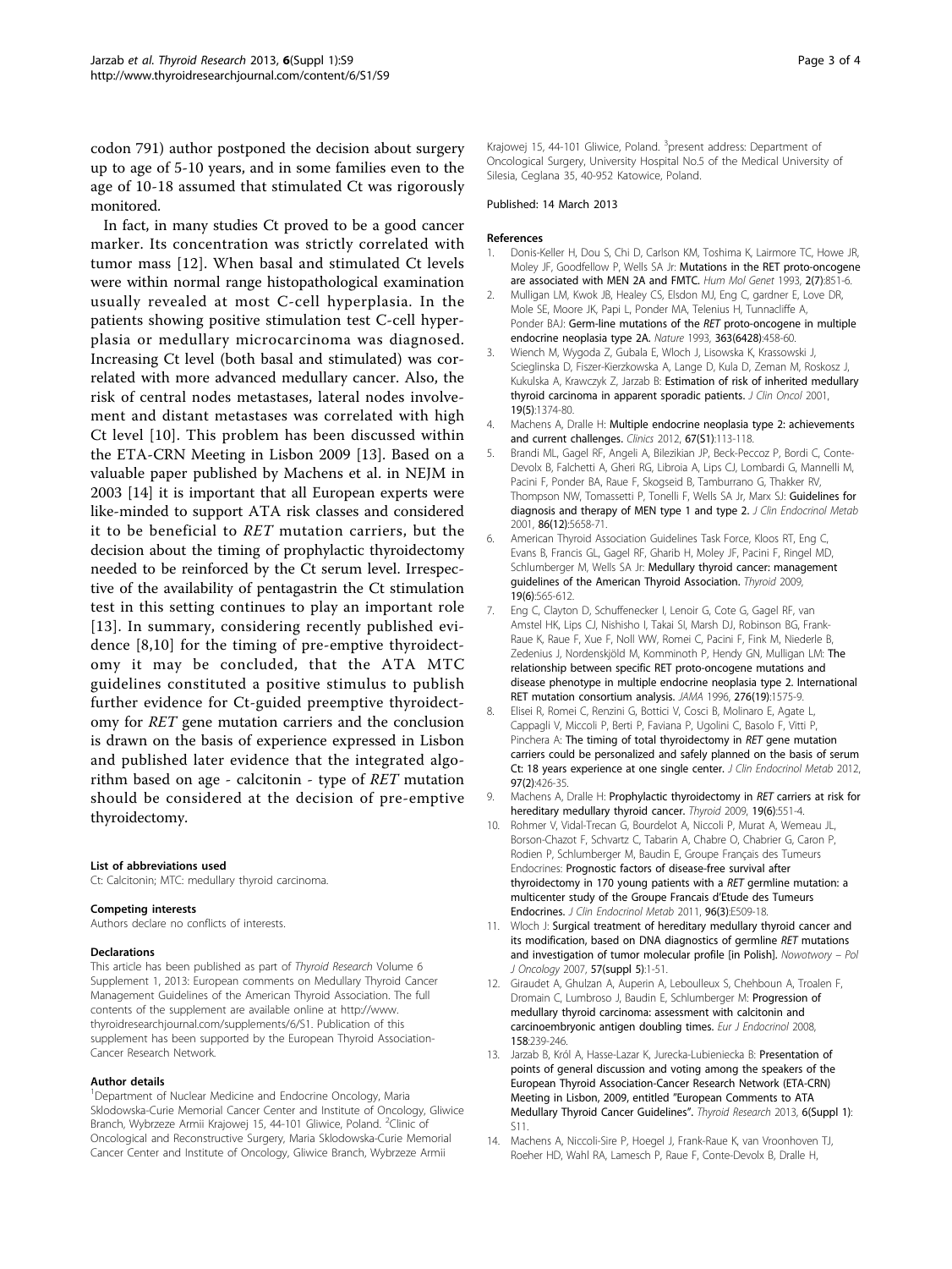codon 791) author postponed the decision about surgery up to age of 5-10 years, and in some families even to the age of 10-18 assumed that stimulated Ct was rigorously monitored.

In fact, in many studies Ct proved to be a good cancer marker. Its concentration was strictly correlated with tumor mass [12]. When basal and stimulated Ct levels were within normal range histopathological examination usually revealed at most C-cell hyperplasia. In the patients showing positive stimulation test C-cell hyperplasia or medullary microcarcinoma was diagnosed. Increasing Ct level (both basal and stimulated) was correlated with more advanced medullary cancer. Also, the risk of central nodes metastases, lateral nodes involvement and distant metastases was correlated with high Ct level [10]. This problem has been discussed within the ETA-CRN Meeting in Lisbon 2009 [13]. Based on a valuable paper published by Machens et al. in NEJM in 2003 [14] it is important that all European experts were like-minded to support ATA risk classes and considered it to be beneficial to *RET* mutation carriers, but the decision about the timing of prophylactic thyroidectomy needed to be reinforced by the Ct serum level. Irrespective of the availability of pentagastrin the Ct stimulation test in this setting continues to play an important role [13]. In summary, considering recently published evidence [8,10] for the timing of pre-emptive thyroidectomy it may be concluded, that the ATA MTC guidelines constituted a positive stimulus to publish further evidence for Ct-guided preemptive thyroidectomy for *RET* gene mutation carriers and the conclusion is drawn on the basis of experience expressed in Lisbon and published later evidence that the integrated algorithm based on age - calcitonin - type of *RET* mutation should be considered at the decision of pre-emptive thyroidectomy.

#### List of abbreviations used

Ct: Calcitonin; MTC: medullary thyroid carcinoma.

#### Competing interests

Authors declare no conflicts of interests.

#### Declarations

This article has been published as part of *Thyroid Research* Volume 6 Supplement 1, 2013: European comments on Medullary Thyroid Cancer Management Guidelines of the American Thyroid Association. The full contents of the supplement are available online at http://www.thyroidresearchjournal.com/supplements/6/S1. Publication of this supplement has been supported by the European Thyroid Association-Cancer Research Network.

#### Author details

[1]Department of Nuclear Medicine and Endocrine Oncology, Maria Sklodowska-Curie Memorial Cancer Center and Institute of Oncology, Gliwice Branch, Wybrzeze Armii Krajowej 15, 44-101 Gliwice, Poland. [2]Clinic of Oncological and Reconstructive Surgery, Maria Sklodowska-Curie Memorial Cancer Center and Institute of Oncology, Gliwice Branch, Wybrzeze Armii Krajowej 15, 44-101 Gliwice, Poland. [3]present address: Department of Oncological Surgery, University Hospital No.5 of the Medical University of Silesia, Ceglana 35, 40-952 Katowice, Poland.

Published: 14 March 2013

#### References

1. Donis-Keller H, Dou S, Chi D, Carlson KM, Toshima K, Lairmore TC, Howe JR, Moley JF, Goodfellow P, Wells SA Jr: **Mutations in the RET proto-oncogene are associated with MEN 2A and FMTC.** *Hum Mol Genet* 1993, **2**(7):851-6.
2. Mulligan LM, Kwok JB, Healey CS, Elsdon MJ, Eng C, gardner E, Love DR, Mole SE, Moore JK, Papi L, Ponder MA, Telenius H, Tunnacliffe A, Ponder BAJ: **Germ-line mutations of the *RET* proto-oncogene in multiple endocrine neoplasia type 2A.** *Nature* 1993, **363**(6428):458-60.
3. Wiench M, Wygoda Z, Gubala E, Wloch J, Lisowska K, Krassowski J, Scieglinska D, Fiszer-Kierzkowska A, Lange D, Kula D, Zeman M, Roskosz J, Kukulska A, Krawczyk Z, Jarzab B: **Estimation of risk of inherited medullary thyroid carcinoma in apparent sporadic patients.** *J Clin Oncol* 2001, **19**(5):1374-80.
4. Machens A, Dralle H: **Multiple endocrine neoplasia type 2: achievements and current challenges.** *Clinics* 2012, **67**(S1):113-118.
5. Brandi ML, Gagel RF, Angeli A, Bilezikian JP, Beck-Peccoz P, Bordi C, Conte-Devolx B, Falchetti A, Gheri RG, Libroia A, Lips CJ, Lombardi G, Mannelli M, Pacini F, Ponder BA, Raue F, Skogseid B, Tamburrano G, Thakker RV, Thompson NW, Tomassetti P, Tonelli F, Wells SA Jr, Marx SJ: **Guidelines for diagnosis and therapy of MEN type 1 and type 2.** *J Clin Endocrinol Metab* 2001, **86**(12):5658-71.
6. American Thyroid Association Guidelines Task Force, Kloos RT, Eng C, Evans B, Francis GL, Gagel RF, Gharib H, Moley JF, Pacini F, Ringel MD, Schlumberger M, Wells SA Jr: **Medullary thyroid cancer: management guidelines of the American Thyroid Association.** *Thyroid* 2009, **19**(6):565-612.
7. Eng C, Clayton D, Schuffenecker I, Lenoir G, Cote G, Gagel RF, van Amstel HK, Lips CJ, Nishisho I, Takai SI, Marsh DJ, Robinson BG, Frank-Raue K, Raue F, Xue F, Noll WW, Romei C, Pacini F, Fink M, Niederle B, Zedenius J, Nordenskjöld M, Komminoth P, Hendy GN, Mulligan LM: **The relationship between specific RET proto-oncogene mutations and disease phenotype in multiple endocrine neoplasia type 2. International RET mutation consortium analysis.** *JAMA* 1996, **276**(19):1575-9.
8. Elisei R, Romei C, Renzini G, Bottici V, Cosci B, Molinaro E, Agate L, Cappagli V, Miccoli P, Berti P, Faviana P, Ugolini C, Basolo F, Vitti P, Pinchera A: **The timing of total thyroidectomy in *RET* gene mutation carriers could be personalized and safely planned on the basis of serum Ct: 18 years experience at one single center.** *J Clin Endocrinol Metab* 2012, **97**(2):426-35.
9. Machens A, Dralle H: **Prophylactic thyroidectomy in *RET* carriers at risk for hereditary medullary thyroid cancer.** *Thyroid* 2009, **19**(6):551-4.
10. Rohmer V, Vidal-Trecan G, Bourdelot A, Niccoli P, Murat A, Wemeau JL, Borson-Chazot F, Schvartz C, Tabarin A, Chabre O, Chabrier G, Caron P, Rodien P, Schlumberger M, Baudin E, Groupe Français des Tumeurs Endocrines: **Prognostic factors of disease-free survival after thyroidectomy in 170 young patients with a *RET* germline mutation: a multicenter study of the Groupe Francais d'Etude des Tumeurs Endocrines.** *J Clin Endocrinol Metab* 2011, **96**(3):E509-18.
11. Wloch J: **Surgical treatment of hereditary medullary thyroid cancer and its modification, based on DNA diagnostics of germline *RET* mutations and investigation of tumor molecular profile [in Polish].** *Nowotwory – Pol J Oncology* 2007, **57**(suppl 5):1-51.
12. Giraudet A, Ghulzan A, Auperin A, Leboulleux S, Chehboun A, Troalen F, Dromain C, Lumbroso J, Baudin E, Schlumberger M: **Progression of medullary thyroid carcinoma: assessment with calcitonin and carcinoembryonic antigen doubling times.** *Eur J Endocrinol* 2008, **158**:239-246.
13. Jarzab B, Król A, Hasse-Lazar K, Jurecka-Lubienicecka B: **Presentation of points of general discussion and voting among the speakers of the European Thyroid Association-Cancer Research Network (ETA-CRN) Meeting in Lisbon, 2009, entitled "European Comments to ATA Medullary Thyroid Cancer Guidelines".** *Thyroid Research* 2013, **6**(Suppl 1):S11.
14. Machens A, Niccoli-Sire P, Hoegel J, Frank-Raue K, van Vroonhoven TJ, Roeher HD, Wahl RA, Lamesch P, Raue F, Conte-Devolx B, Dralle H,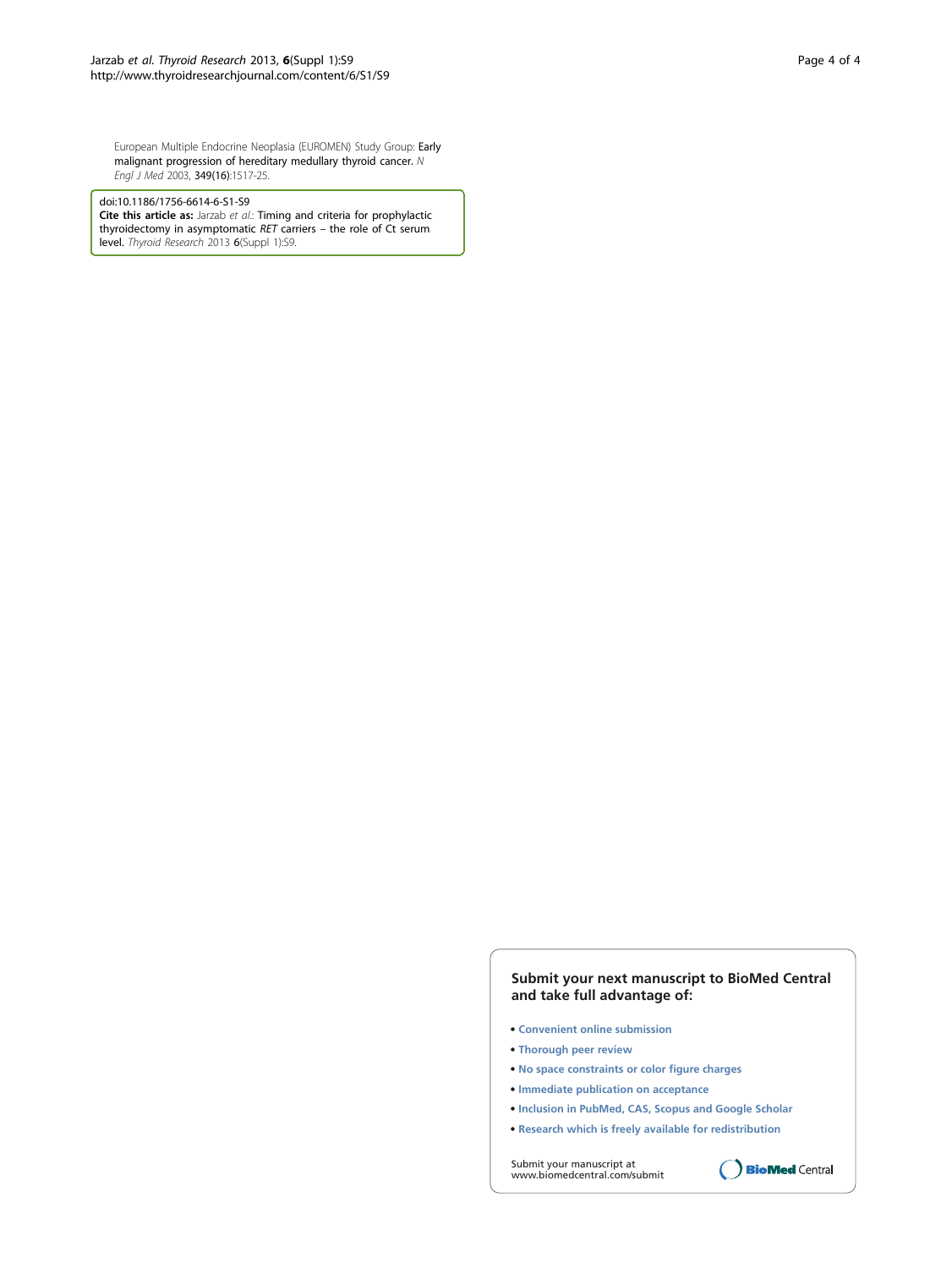European Multiple Endocrine Neoplasia (EUROMEN) Study Group: **Early malignant progression of hereditary medullary thyroid cancer.** *N Engl J Med* 2003, **349(16)**:1517-25.

doi:10.1186/1756-6614-6-S1-S9

**Cite this article as:** Jarzab *et al.*: Timing and criteria for prophylactic thyroidectomy in asymptomatic *RET* carriers – the role of Ct serum level. *Thyroid Research* 2013 **6**(Suppl 1):S9.

**Submit your next manuscript to BioMed Central and take full advantage of:**

- **Convenient online submission**
- **Thorough peer review**
- **No space constraints or color figure charges**
- **Immediate publication on acceptance**
- **Inclusion in PubMed, CAS, Scopus and Google Scholar**
- **Research which is freely available for redistribution**

Submit your manuscript at www.biomedcentral.com/submit

BioMed Central